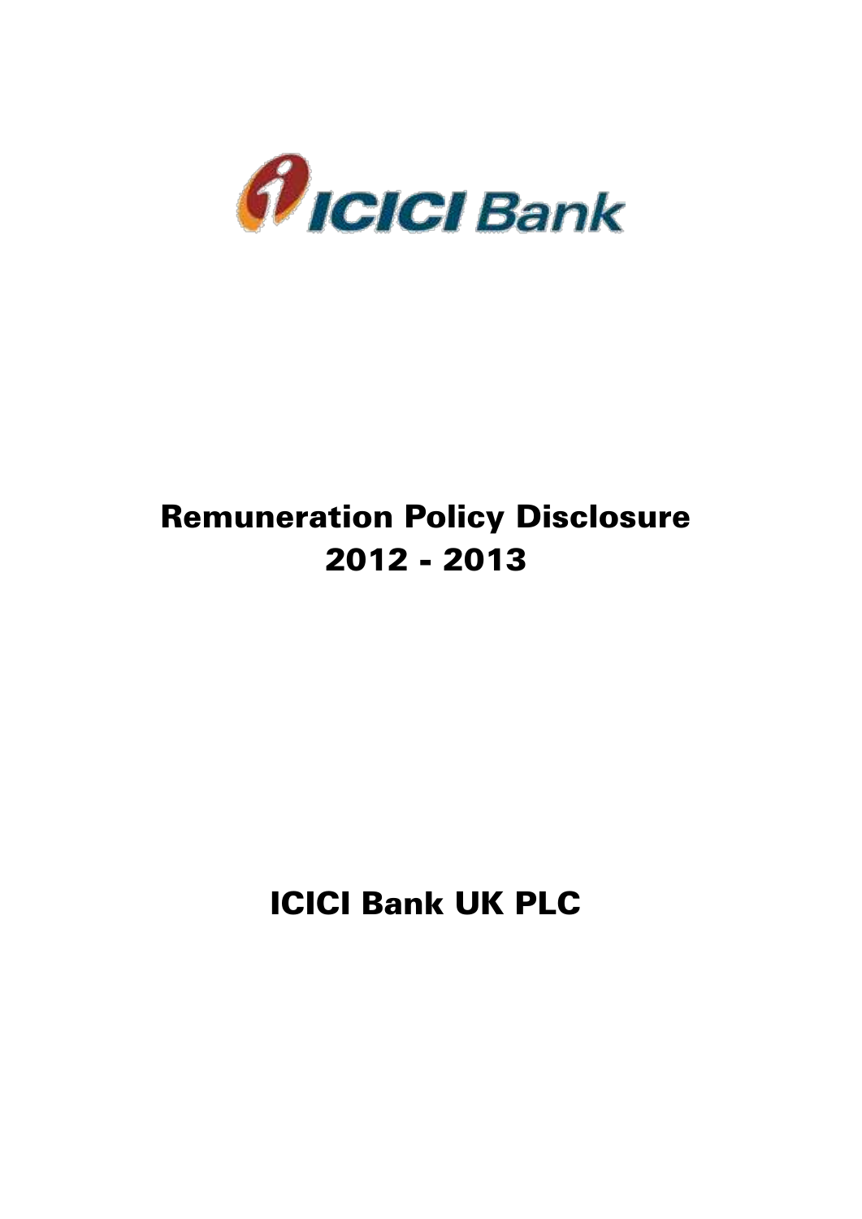ICICI Bank

# Remuneration Policy Disclosure
# 2012 - 2013

# ICICI Bank UK PLC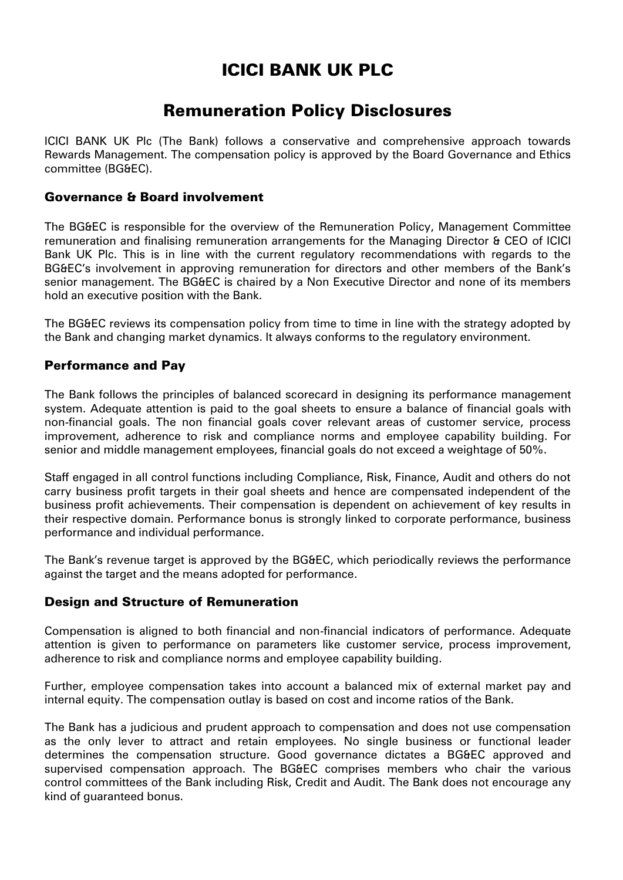# ICICI BANK UK PLC

# Remuneration Policy Disclosures

ICICI BANK UK Plc (The Bank) follows a conservative and comprehensive approach towards Rewards Management. The compensation policy is approved by the Board Governance and Ethics committee (BG&EC).

### Governance & Board involvement

The BG&EC is responsible for the overview of the Remuneration Policy, Management Committee remuneration and finalising remuneration arrangements for the Managing Director & CEO of ICICI Bank UK Plc. This is in line with the current regulatory recommendations with regards to the BG&EC's involvement in approving remuneration for directors and other members of the Bank's senior management. The BG&EC is chaired by a Non Executive Director and none of its members hold an executive position with the Bank.

The BG&EC reviews its compensation policy from time to time in line with the strategy adopted by the Bank and changing market dynamics. It always conforms to the regulatory environment.

### Performance and Pay

The Bank follows the principles of balanced scorecard in designing its performance management system. Adequate attention is paid to the goal sheets to ensure a balance of financial goals with non-financial goals. The non financial goals cover relevant areas of customer service, process improvement, adherence to risk and compliance norms and employee capability building. For senior and middle management employees, financial goals do not exceed a weightage of 50%.

Staff engaged in all control functions including Compliance, Risk, Finance, Audit and others do not carry business profit targets in their goal sheets and hence are compensated independent of the business profit achievements. Their compensation is dependent on achievement of key results in their respective domain. Performance bonus is strongly linked to corporate performance, business performance and individual performance.

The Bank's revenue target is approved by the BG&EC, which periodically reviews the performance against the target and the means adopted for performance.

### Design and Structure of Remuneration

Compensation is aligned to both financial and non-financial indicators of performance. Adequate attention is given to performance on parameters like customer service, process improvement, adherence to risk and compliance norms and employee capability building.

Further, employee compensation takes into account a balanced mix of external market pay and internal equity. The compensation outlay is based on cost and income ratios of the Bank.

The Bank has a judicious and prudent approach to compensation and does not use compensation as the only lever to attract and retain employees. No single business or functional leader determines the compensation structure. Good governance dictates a BG&EC approved and supervised compensation approach. The BG&EC comprises members who chair the various control committees of the Bank including Risk, Credit and Audit. The Bank does not encourage any kind of guaranteed bonus.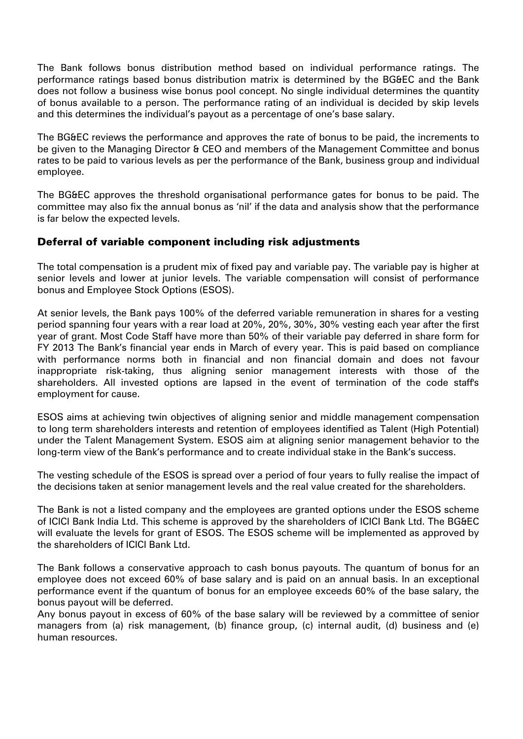The Bank follows bonus distribution method based on individual performance ratings. The performance ratings based bonus distribution matrix is determined by the BG&EC and the Bank does not follow a business wise bonus pool concept. No single individual determines the quantity of bonus available to a person. The performance rating of an individual is decided by skip levels and this determines the individual's payout as a percentage of one's base salary.

The BG&EC reviews the performance and approves the rate of bonus to be paid, the increments to be given to the Managing Director & CEO and members of the Management Committee and bonus rates to be paid to various levels as per the performance of the Bank, business group and individual employee.

The BG&EC approves the threshold organisational performance gates for bonus to be paid. The committee may also fix the annual bonus as 'nil' if the data and analysis show that the performance is far below the expected levels.

## Deferral of variable component including risk adjustments

The total compensation is a prudent mix of fixed pay and variable pay. The variable pay is higher at senior levels and lower at junior levels. The variable compensation will consist of performance bonus and Employee Stock Options (ESOS).

At senior levels, the Bank pays 100% of the deferred variable remuneration in shares for a vesting period spanning four years with a rear load at 20%, 20%, 30%, 30% vesting each year after the first year of grant. Most Code Staff have more than 50% of their variable pay deferred in share form for FY 2013 The Bank's financial year ends in March of every year. This is paid based on compliance with performance norms both in financial and non financial domain and does not favour inappropriate risk-taking, thus aligning senior management interests with those of the shareholders. All invested options are lapsed in the event of termination of the code staff's employment for cause.

ESOS aims at achieving twin objectives of aligning senior and middle management compensation to long term shareholders interests and retention of employees identified as Talent (High Potential) under the Talent Management System. ESOS aim at aligning senior management behavior to the long-term view of the Bank's performance and to create individual stake in the Bank's success.

The vesting schedule of the ESOS is spread over a period of four years to fully realise the impact of the decisions taken at senior management levels and the real value created for the shareholders.

The Bank is not a listed company and the employees are granted options under the ESOS scheme of ICICI Bank India Ltd. This scheme is approved by the shareholders of ICICI Bank Ltd. The BG&EC will evaluate the levels for grant of ESOS. The ESOS scheme will be implemented as approved by the shareholders of ICICI Bank Ltd.

The Bank follows a conservative approach to cash bonus payouts. The quantum of bonus for an employee does not exceed 60% of base salary and is paid on an annual basis. In an exceptional performance event if the quantum of bonus for an employee exceeds 60% of the base salary, the bonus payout will be deferred.

Any bonus payout in excess of 60% of the base salary will be reviewed by a committee of senior managers from (a) risk management, (b) finance group, (c) internal audit, (d) business and (e) human resources.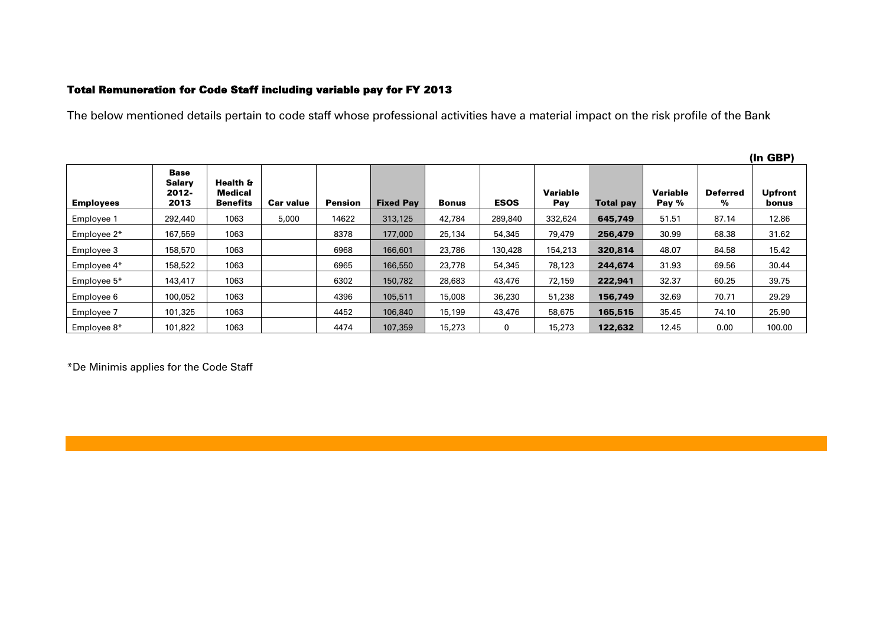## Total Remuneration for Code Staff including variable pay for FY 2013

The below mentioned details pertain to code staff whose professional activities have a material impact on the risk profile of the Bank

**(In GBP)**

| Employees | Base Salary 2012-2013 | Health & Medical Benefits | Car value | Pension | Fixed Pay | Bonus | ESOS | Variable Pay | Total pay | Variable Pay % | Deferred % | Upfront bonus |
|---|---|---|---|---|---|---|---|---|---|---|---|---|
| Employee 1 | 292,440 | 1063 | 5,000 | 14622 | 313,125 | 42,784 | 289,840 | 332,624 | **645,749** | 51.51 | 87.14 | 12.86 |
| Employee 2* | 167,559 | 1063 | | 8378 | 177,000 | 25,134 | 54,345 | 79,479 | **256,479** | 30.99 | 68.38 | 31.62 |
| Employee 3 | 158,570 | 1063 | | 6968 | 166,601 | 23,786 | 130,428 | 154,213 | **320,814** | 48.07 | 84.58 | 15.42 |
| Employee 4* | 158,522 | 1063 | | 6965 | 166,550 | 23,778 | 54,345 | 78,123 | **244,674** | 31.93 | 69.56 | 30.44 |
| Employee 5* | 143,417 | 1063 | | 6302 | 150,782 | 28,683 | 43,476 | 72,159 | **222,941** | 32.37 | 60.25 | 39.75 |
| Employee 6 | 100,052 | 1063 | | 4396 | 105,511 | 15,008 | 36,230 | 51,238 | **156,749** | 32.69 | 70.71 | 29.29 |
| Employee 7 | 101,325 | 1063 | | 4452 | 106,840 | 15,199 | 43,476 | 58,675 | **165,515** | 35.45 | 74.10 | 25.90 |
| Employee 8* | 101,822 | 1063 | | 4474 | 107,359 | 15,273 | 0 | 15,273 | **122,632** | 12.45 | 0.00 | 100.00 |

*De Minimis applies for the Code Staff